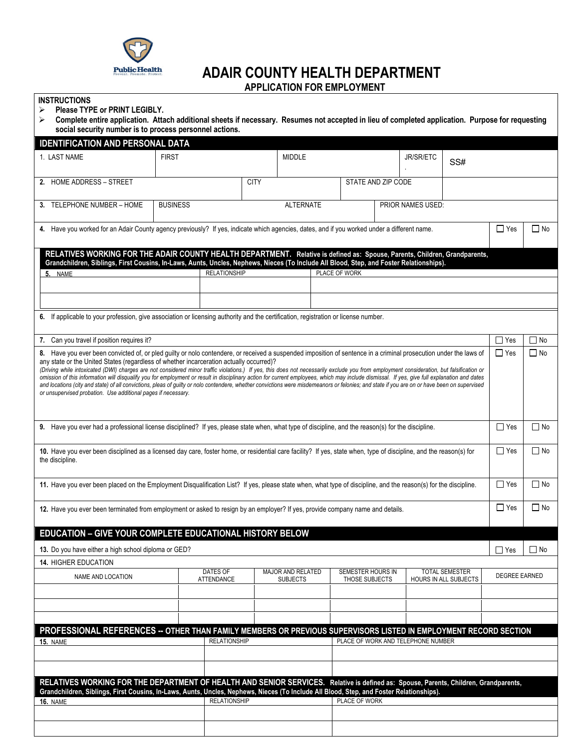# ADAIR COUNTY HEALTH DEPARTMENT

## APPLICATION FOR EMPLOYMENT

**INSTRUCTIONS**

- **Please TYPE or PRINT LEGIBLY.**
- **Complete entire application. Attach additional sheets if necessary. Resumes not accepted in lieu of completed application. Purpose for requesting social security number is to process personnel actions.**

## IDENTIFICATION AND PERSONAL DATA

| 1. LAST NAME | FIRST | MIDDLE | JR/SR/ETC | SS# |
|---|---|---|---|---|
| | | | | |

| 2. HOME ADDRESS – STREET | CITY | STATE AND ZIP CODE |
|---|---|---|
| | | |

| 3. TELEPHONE NUMBER – HOME | BUSINESS | ALTERNATE | PRIOR NAMES USED: |
|---|---|---|---|
| | | | |

4. Have you worked for an Adair County agency previously? If yes, indicate which agencies, dates, and if you worked under a different name. ☐ Yes ☐ No

**RELATIVES WORKING FOR THE ADAIR COUNTY HEALTH DEPARTMENT. Relative is defined as: Spouse, Parents, Children, Grandparents, Grandchildren, Siblings, First Cousins, In-Laws, Aunts, Uncles, Nephews, Nieces (To Include All Blood, Step, and Foster Relationships).**

| 5. NAME | RELATIONSHIP | PLACE OF WORK |
|---|---|---|
| | | |
| | | |

6. If applicable to your profession, give association or licensing authority and the certification, registration or license number.

7. Can you travel if position requires it? ☐ Yes ☐ No

8. Have you ever been convicted of, or pled guilty or nolo contendere, or received a suspended imposition of sentence in a criminal prosecution under the laws of any state or the United States (regardless of whether incarceration actually occurred)? ☐ Yes ☐ No

*(Driving while intoxicated (DWI) charges are not considered minor traffic violations.) If yes, this does not necessarily exclude you from employment consideration, but falsification or omission of this information will disqualify you for employment or result in disciplinary action for current employees, which may include dismissal. If yes, give full explanation and dates and locations (city and state) of all convictions, pleas of guilty or nolo contendere, whether convictions were misdemeanors or felonies; and state if you are on or have been on supervised or unsupervised probation. Use additional pages if necessary.*

9. Have you ever had a professional license disciplined? If yes, please state when, what type of discipline, and the reason(s) for the discipline. ☐ Yes ☐ No

10. Have you ever been disciplined as a licensed day care, foster home, or residential care facility? If yes, state when, type of discipline, and the reason(s) for the discipline. ☐ Yes ☐ No

11. Have you ever been placed on the Employment Disqualification List? If yes, please state when, what type of discipline, and the reason(s) for the discipline. ☐ Yes ☐ No

12. Have you ever been terminated from employment or asked to resign by an employer? If yes, provide company name and details. ☐ Yes ☐ No

## EDUCATION – GIVE YOUR COMPLETE EDUCATIONAL HISTORY BELOW

13. Do you have either a high school diploma or GED? ☐ Yes ☐ No

14. HIGHER EDUCATION

| NAME AND LOCATION | DATES OF ATTENDANCE | MAJOR AND RELATED SUBJECTS | SEMESTER HOURS IN THOSE SUBJECTS | TOTAL SEMESTER HOURS IN ALL SUBJECTS | DEGREE EARNED |
|---|---|---|---|---|---|
| | | | | | |
| | | | | | |
| | | | | | |

## PROFESSIONAL REFERENCES -- OTHER THAN FAMILY MEMBERS OR PREVIOUS SUPERVISORS LISTED IN EMPLOYMENT RECORD SECTION

| 15. NAME | RELATIONSHIP | PLACE OF WORK AND TELEPHONE NUMBER |
|---|---|---|
| | | |
| | | |

**RELATIVES WORKING FOR THE DEPARTMENT OF HEALTH AND SENIOR SERVICES. Relative is defined as: Spouse, Parents, Children, Grandparents, Grandchildren, Siblings, First Cousins, In-Laws, Aunts, Uncles, Nephews, Nieces (To Include All Blood, Step, and Foster Relationships).**

| 16. NAME | RELATIONSHIP | PLACE OF WORK |
|---|---|---|
| | | |
| | | |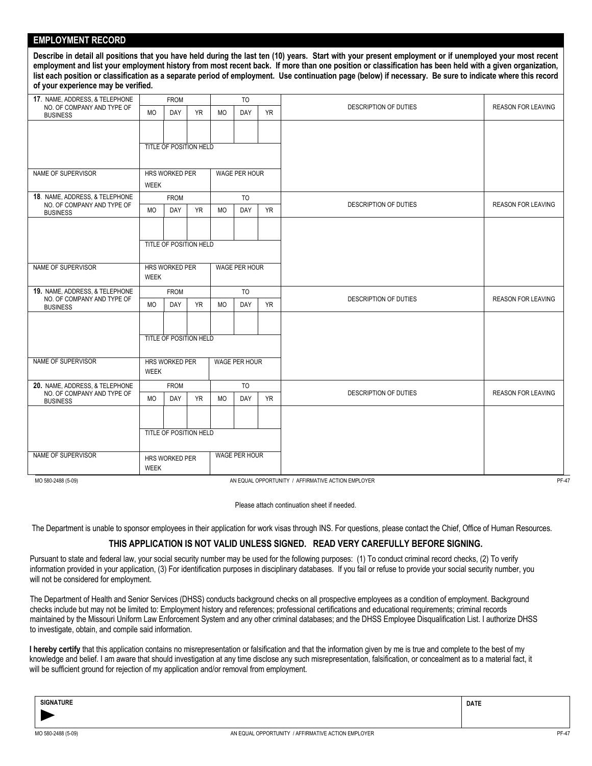## EMPLOYMENT RECORD

**Describe in detail all positions that you have held during the last ten (10) years. Start with your present employment or if unemployed your most recent employment and list your employment history from most recent back. If more than one position or classification has been held with a given organization, list each position or classification as a separate period of employment. Use continuation page (below) if necessary. Be sure to indicate where this record of your experience may be verified.**

| 17. NAME, ADDRESS, & TELEPHONE NO. OF COMPANY AND TYPE OF BUSINESS | FROM | | | TO | | | DESCRIPTION OF DUTIES | REASON FOR LEAVING |
|---|---|---|---|---|---|---|---|---|
| | MO | DAY | YR | MO | DAY | YR | | |
| | | | | | | | | |
| | TITLE OF POSITION HELD | | | | | | | |
| NAME OF SUPERVISOR | HRS WORKED PER WEEK | | | WAGE PER HOUR | | | | |

| 18. NAME, ADDRESS, & TELEPHONE NO. OF COMPANY AND TYPE OF BUSINESS | FROM | | | TO | | | DESCRIPTION OF DUTIES | REASON FOR LEAVING |
|---|---|---|---|---|---|---|---|---|
| | MO | DAY | YR | MO | DAY | YR | | |
| | | | | | | | | |
| | TITLE OF POSITION HELD | | | | | | | |
| NAME OF SUPERVISOR | HRS WORKED PER WEEK | | | WAGE PER HOUR | | | | |

| 19. NAME, ADDRESS, & TELEPHONE NO. OF COMPANY AND TYPE OF BUSINESS | FROM | | | TO | | | DESCRIPTION OF DUTIES | REASON FOR LEAVING |
|---|---|---|---|---|---|---|---|---|
| | MO | DAY | YR | MO | DAY | YR | | |
| | | | | | | | | |
| | TITLE OF POSITION HELD | | | | | | | |
| NAME OF SUPERVISOR | HRS WORKED PER WEEK | | | WAGE PER HOUR | | | | |

| 20. NAME, ADDRESS, & TELEPHONE NO. OF COMPANY AND TYPE OF BUSINESS | FROM | | | TO | | | DESCRIPTION OF DUTIES | REASON FOR LEAVING |
|---|---|---|---|---|---|---|---|---|
| | MO | DAY | YR | MO | DAY | YR | | |
| | | | | | | | | |
| | TITLE OF POSITION HELD | | | | | | | |
| NAME OF SUPERVISOR | HRS WORKED PER WEEK | | | WAGE PER HOUR | | | | |

MO 580-2488 (5-09) AN EQUAL OPPORTUNITY / AFFIRMATIVE ACTION EMPLOYER PF-47

Please attach continuation sheet if needed.

The Department is unable to sponsor employees in their application for work visas through INS. For questions, please contact the Chief, Office of Human Resources.

### THIS APPLICATION IS NOT VALID UNLESS SIGNED. READ VERY CAREFULLY BEFORE SIGNING.

Pursuant to state and federal law, your social security number may be used for the following purposes: (1) To conduct criminal record checks, (2) To verify information provided in your application, (3) For identification purposes in disciplinary databases. If you fail or refuse to provide your social security number, you will not be considered for employment.

The Department of Health and Senior Services (DHSS) conducts background checks on all prospective employees as a condition of employment. Background checks include but may not be limited to: Employment history and references; professional certifications and educational requirements; criminal records maintained by the Missouri Uniform Law Enforcement System and any other criminal databases; and the DHSS Employee Disqualification List. I authorize DHSS to investigate, obtain, and compile said information.

**I hereby certify** that this application contains no misrepresentation or falsification and that the information given by me is true and complete to the best of my knowledge and belief. I am aware that should investigation at any time disclose any such misrepresentation, falsification, or concealment as to a material fact, it will be sufficient ground for rejection of my application and/or removal from employment.

| SIGNATURE | DATE |
|---|---|
| ► | |